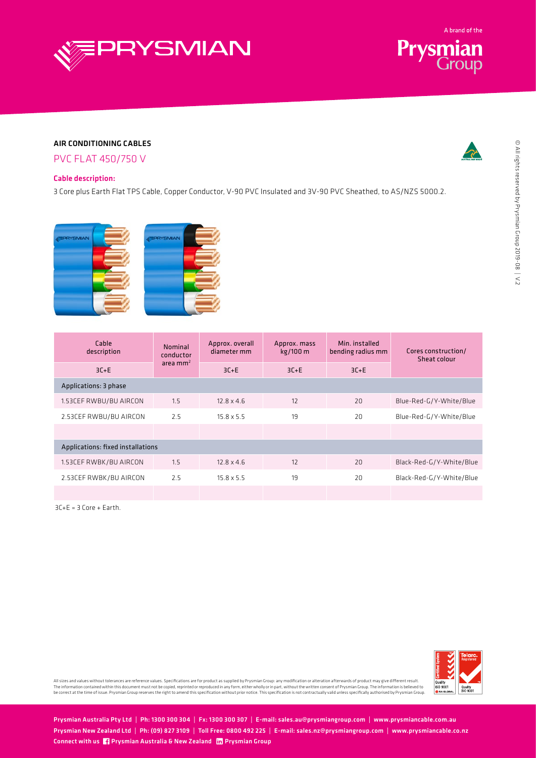A brand of the Prysmian Group

## AIR CONDITIONING CABLES

# PVC FLAT 450/750 V

### Cable description:

3 Core plus Earth Flat TPS Cable, Copper Conductor, V-90 PVC Insulated and 3V-90 PVC Sheathed, to AS/NZS 5000.2.

| Cable description | Nominal conductor area mm² | Approx. overall diameter mm | Approx. mass kg/100 m | Min. installed bending radius mm | Cores construction/ Sheat colour |
|---|---|---|---|---|---|
| 3C+E | | 3C+E | 3C+E | 3C+E | |
| Applications: 3 phase | | | | | |
| 1.53CEF RWBU/BU AIRCON | 1.5 | 12.8 x 4.6 | 12 | 20 | Blue-Red-G/Y-White/Blue |
| 2.53CEF RWBU/BU AIRCON | 2.5 | 15.8 x 5.5 | 19 | 20 | Blue-Red-G/Y-White/Blue |
| | | | | | |
| Applications: fixed installations | | | | | |
| 1.53CEF RWBK/BU AIRCON | 1.5 | 12.8 x 4.6 | 12 | 20 | Black-Red-G/Y-White/Blue |
| 2.53CEF RWBK/BU AIRCON | 2.5 | 15.8 x 5.5 | 19 | 20 | Black-Red-G/Y-White/Blue |
| | | | | | |

3C+E = 3 Core + Earth.

© All rights reserved by Prysmian Group 2019-08 | V.2

All sizes and values without tolerances are reference values. Specifications are for product as supplied by Prysmian Group: any modification or alteration afterwards of product may give different result. The information contained within this document must not be copied, reprinted or reproduced in any form, either wholly or in part, without the written consent of Prysmian Group. The information is believed to be correct at the time of issue. Prysmian Group reserves the right to amend this specification without prior notice. This specification is not contractually valid unless specifically authorised by Prysmian Group.

Prysmian Australia Pty Ltd | Ph: 1300 300 304 | Fx: 1300 300 307 | E-mail: sales.au@prysmiangroup.com | www.prysmiancable.com.au
Prysmian New Zealand Ltd | Ph: (09) 827 3109 | Toll Free: 0800 492 225 | E-mail: sales.nz@prysmiangroup.com | www.prysmiancable.co.nz
Connect with us Prysmian Australia & New Zealand Prysmian Group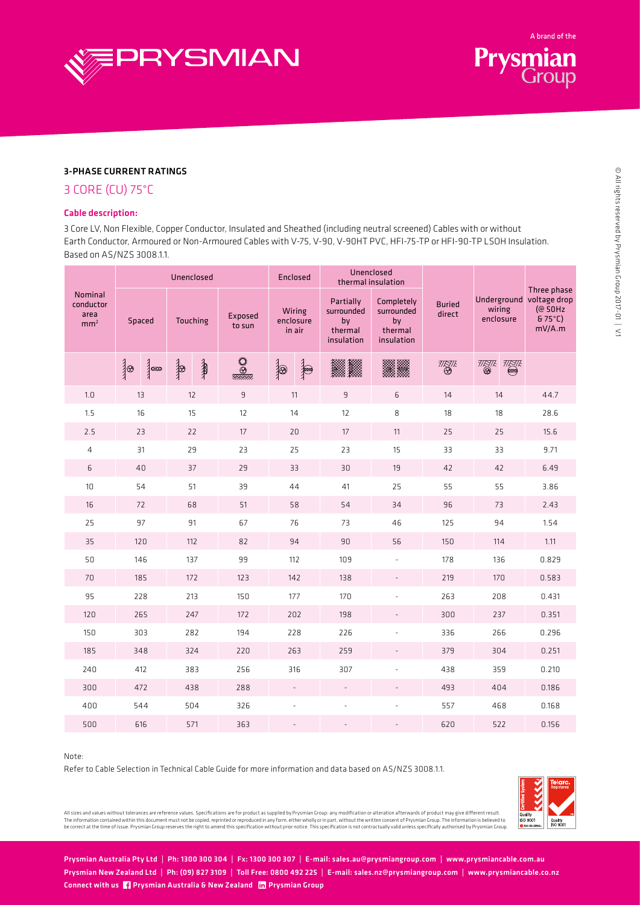## 3-PHASE CURRENT RATINGS

# 3 CORE (CU) 75°C

### Cable description:

3 Core LV, Non Flexible, Copper Conductor, Insulated and Sheathed (including neutral screened) Cables with or without Earth Conductor, Armoured or Non-Armoured Cables with V-75, V-90, V-90HT PVC, HFI-75-TP or HFI-90-TP LSOH Insulation. Based on AS/NZS 3008.1.1.

| Nominal conductor area $mm^2$ | Unenclosed | | | Enclosed | Unenclosed thermal insulation | | Buried direct | Underground wiring enclosure | Three phase voltage drop (@ 50Hz & 75°C) mV/A.m |
|---|---|---|---|---|---|---|---|---|---|
| | Spaced | Touching | Exposed to sun | Wiring enclosure in air | Partially surrounded by thermal insulation | Completely surrounded by thermal insulation | | | |
| 1.0 | 13 | 12 | 9 | 11 | 9 | 6 | 14 | 14 | 44.7 |
| 1.5 | 16 | 15 | 12 | 14 | 12 | 8 | 18 | 18 | 28.6 |
| 2.5 | 23 | 22 | 17 | 20 | 17 | 11 | 25 | 25 | 15.6 |
| 4 | 31 | 29 | 23 | 25 | 23 | 15 | 33 | 33 | 9.71 |
| 6 | 40 | 37 | 29 | 33 | 30 | 19 | 42 | 42 | 6.49 |
| 10 | 54 | 51 | 39 | 44 | 41 | 25 | 55 | 55 | 3.86 |
| 16 | 72 | 68 | 51 | 58 | 54 | 34 | 96 | 73 | 2.43 |
| 25 | 97 | 91 | 67 | 76 | 73 | 46 | 125 | 94 | 1.54 |
| 35 | 120 | 112 | 82 | 94 | 90 | 56 | 150 | 114 | 1.11 |
| 50 | 146 | 137 | 99 | 112 | 109 | - | 178 | 136 | 0.829 |
| 70 | 185 | 172 | 123 | 142 | 138 | - | 219 | 170 | 0.583 |
| 95 | 228 | 213 | 150 | 177 | 170 | - | 263 | 208 | 0.431 |
| 120 | 265 | 247 | 172 | 202 | 198 | - | 300 | 237 | 0.351 |
| 150 | 303 | 282 | 194 | 228 | 226 | - | 336 | 266 | 0.296 |
| 185 | 348 | 324 | 220 | 263 | 259 | - | 379 | 304 | 0.251 |
| 240 | 412 | 383 | 256 | 316 | 307 | - | 438 | 359 | 0.210 |
| 300 | 472 | 438 | 288 | - | - | - | 493 | 404 | 0.186 |
| 400 | 544 | 504 | 326 | - | - | - | 557 | 468 | 0.168 |
| 500 | 616 | 571 | 363 | - | - | - | 620 | 522 | 0.156 |

Note:

Refer to Cable Selection in Technical Cable Guide for more information and data based on AS/NZS 3008.1.1.

All sizes and values without tolerances are reference values. Specifications are for product as supplied by Prysmian Group: any modification or alteration afterwards of product may give different result. The information contained within this document must not be copied, reprinted or reproduced in any form, either wholly or in part, without the written consent of Prysmian Group. The information is believed to be correct at the time of issue. Prysmian Group reserves the right to amend this specification without prior notice. This specification is not contractually valid unless specifically authorised by Prysmian Group.

Prysmian Australia Pty Ltd | Ph: 1300 300 304 | Fx: 1300 300 307 | E-mail: sales.au@prysmiangroup.com | www.prysmiancable.com.au

Prysmian New Zealand Ltd | Ph: (09) 827 3109 | Toll Free: 0800 492 225 | E-mail: sales.nz@prysmiangroup.com | www.prysmiancable.co.nz

Connect with us Prysmian Australia & New Zealand Prysmian Group